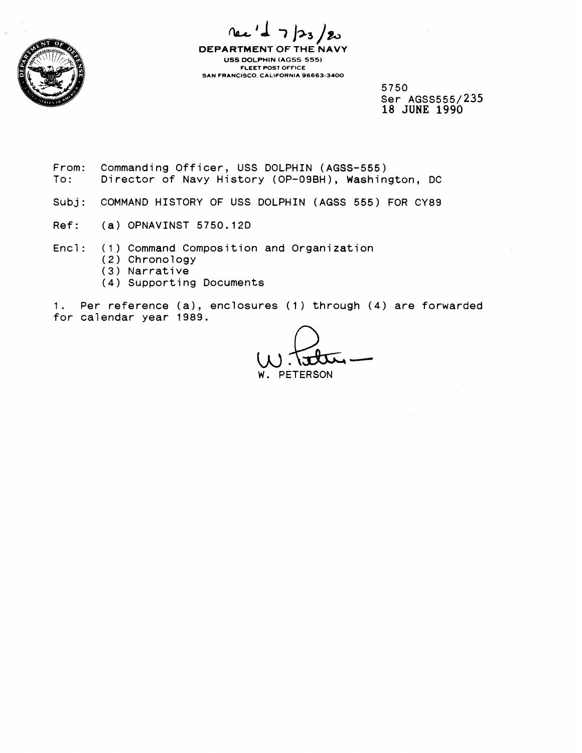Rec'd 7/23/90

**DEPARTMENT OF THE NAVY**
USS DOLPHIN (AGSS 555)
FLEET POST OFFICE
SAN FRANCISCO, CALIFORNIA 96663-3400

5750
Ser AGSS555/235
18 JUNE 1990

From: Commanding Officer, USS DOLPHIN (AGSS-555)
To: Director of Navy History (OP-09BH), Washington, DC

Subj: COMMAND HISTORY OF USS DOLPHIN (AGSS 555) FOR CY89

Ref: (a) OPNAVINST 5750.12D

Encl: (1) Command Composition and Organization
(2) Chronology
(3) Narrative
(4) Supporting Documents

1. Per reference (a), enclosures (1) through (4) are forwarded for calendar year 1989.

W. PETERSON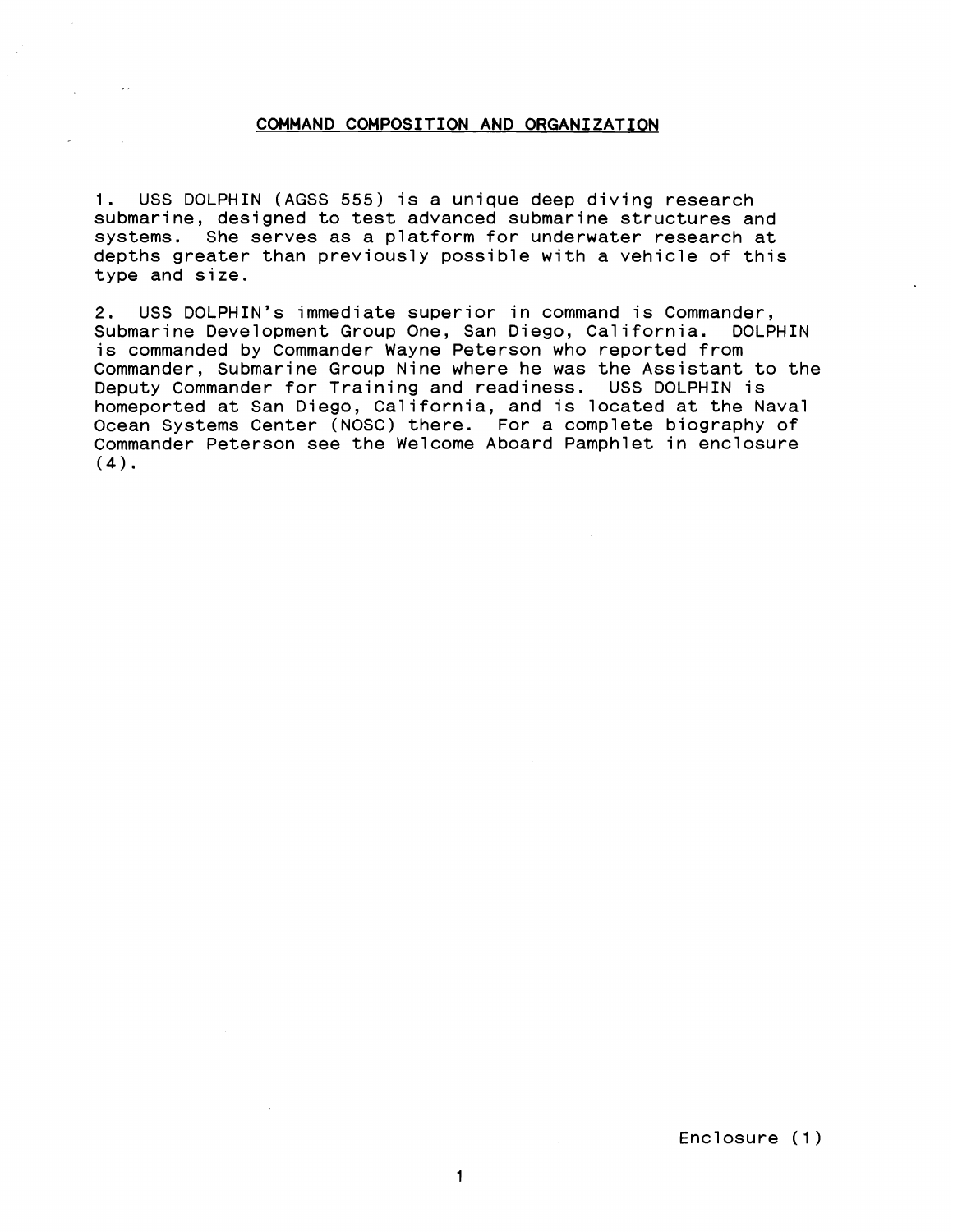## COMMAND COMPOSITION AND ORGANIZATION

1. USS DOLPHIN (AGSS 555) is a unique deep diving research submarine, designed to test advanced submarine structures and systems. She serves as a platform for underwater research at depths greater than previously possible with a vehicle of this type and size.

2. USS DOLPHIN's immediate superior in command is Commander, Submarine Development Group One, San Diego, California. DOLPHIN is commanded by Commander Wayne Peterson who reported from Commander, Submarine Group Nine where he was the Assistant to the Deputy Commander for Training and readiness. USS DOLPHIN is homeported at San Diego, California, and is located at the Naval Ocean Systems Center (NOSC) there. For a complete biography of Commander Peterson see the Welcome Aboard Pamphlet in enclosure (4).

Enclosure (1)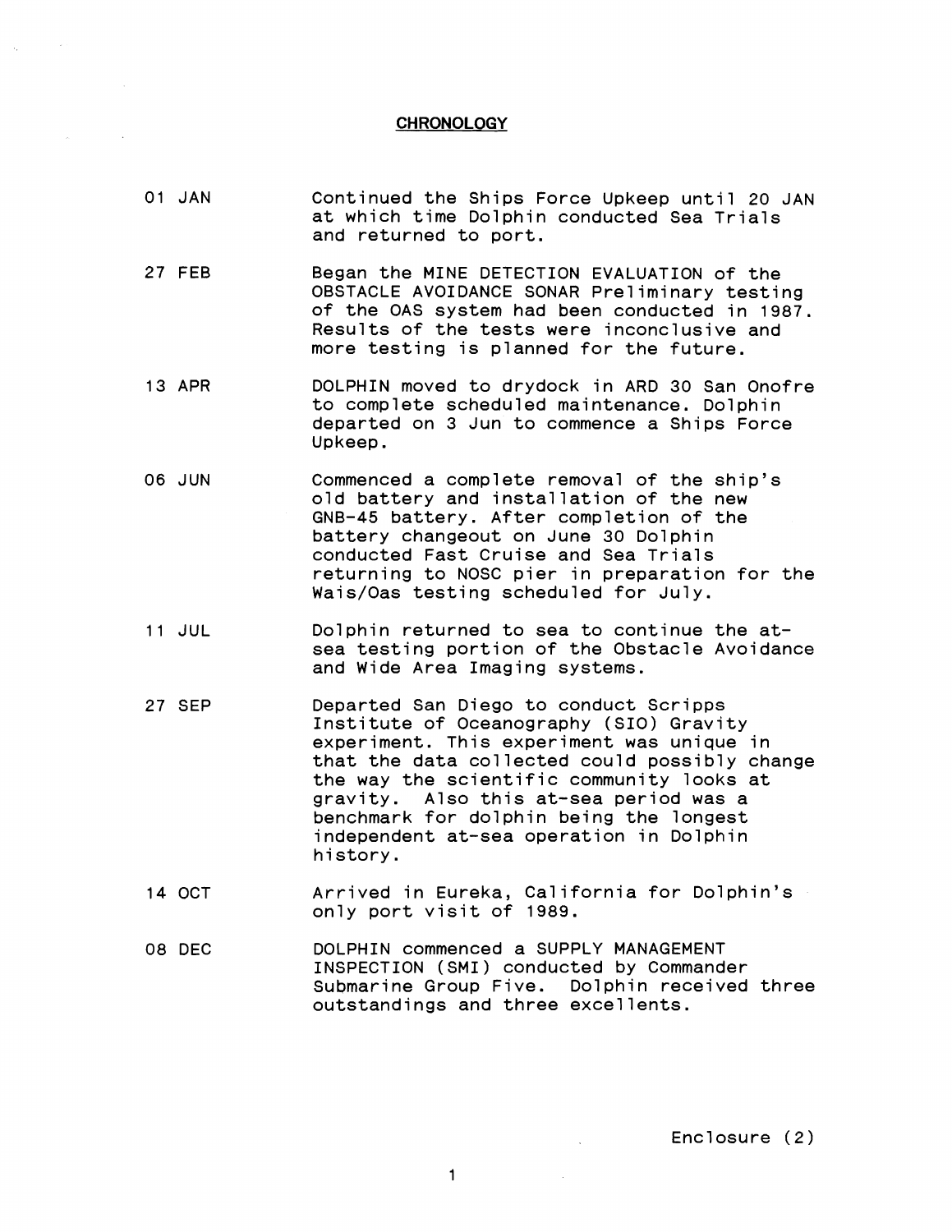# CHRONOLOGY

| | |
|---|---|
| 01 JAN | Continued the Ships Force Upkeep until 20 JAN at which time Dolphin conducted Sea Trials and returned to port. |
| 27 FEB | Began the MINE DETECTION EVALUATION of the OBSTACLE AVOIDANCE SONAR Preliminary testing of the OAS system had been conducted in 1987. Results of the tests were inconclusive and more testing is planned for the future. |
| 13 APR | DOLPHIN moved to drydock in ARD 30 San Onofre to complete scheduled maintenance. Dolphin departed on 3 Jun to commence a Ships Force Upkeep. |
| 06 JUN | Commenced a complete removal of the ship's old battery and installation of the new GNB-45 battery. After completion of the battery changeout on June 30 Dolphin conducted Fast Cruise and Sea Trials returning to NOSC pier in preparation for the Wais/Oas testing scheduled for July. |
| 11 JUL | Dolphin returned to sea to continue the at-sea testing portion of the Obstacle Avoidance and Wide Area Imaging systems. |
| 27 SEP | Departed San Diego to conduct Scripps Institute of Oceanography (SIO) Gravity experiment. This experiment was unique in that the data collected could possibly change the way the scientific community looks at gravity. Also this at-sea period was a benchmark for dolphin being the longest independent at-sea operation in Dolphin history. |
| 14 OCT | Arrived in Eureka, California for Dolphin's only port visit of 1989. |
| 08 DEC | DOLPHIN commenced a SUPPLY MANAGEMENT INSPECTION (SMI) conducted by Commander Submarine Group Five. Dolphin received three outstandings and three excellents. |

Enclosure (2)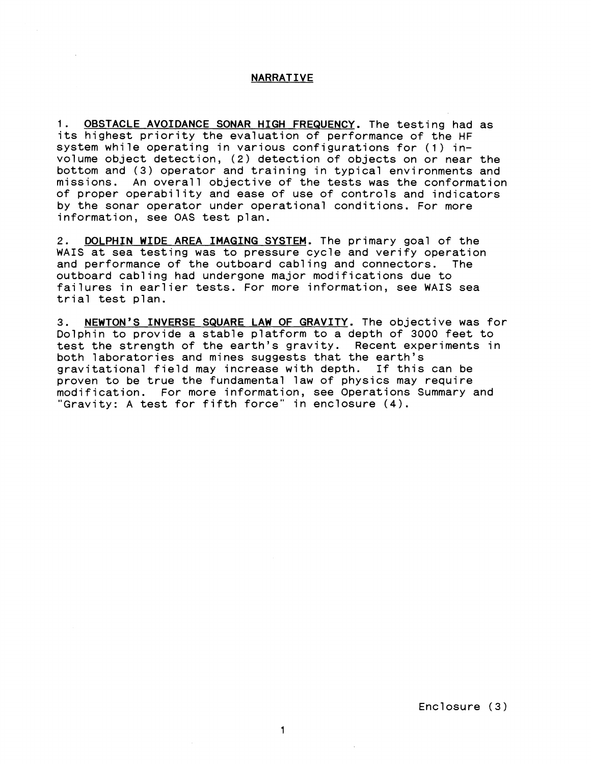## NARRATIVE

1. **OBSTACLE AVOIDANCE SONAR HIGH FREQUENCY**. The testing had as its highest priority the evaluation of performance of the HF system while operating in various configurations for (1) in-volume object detection, (2) detection of objects on or near the bottom and (3) operator and training in typical environments and missions. An overall objective of the tests was the conformation of proper operability and ease of use of controls and indicators by the sonar operator under operational conditions. For more information, see OAS test plan.

2. **DOLPHIN WIDE AREA IMAGING SYSTEM**. The primary goal of the WAIS at sea testing was to pressure cycle and verify operation and performance of the outboard cabling and connectors. The outboard cabling had undergone major modifications due to failures in earlier tests. For more information, see WAIS sea trial test plan.

3. **NEWTON'S INVERSE SQUARE LAW OF GRAVITY**. The objective was for Dolphin to provide a stable platform to a depth of 3000 feet to test the strength of the earth's gravity. Recent experiments in both laboratories and mines suggests that the earth's gravitational field may increase with depth. If this can be proven to be true the fundamental law of physics may require modification. For more information, see Operations Summary and "Gravity: A test for fifth force" in enclosure (4).

Enclosure (3)